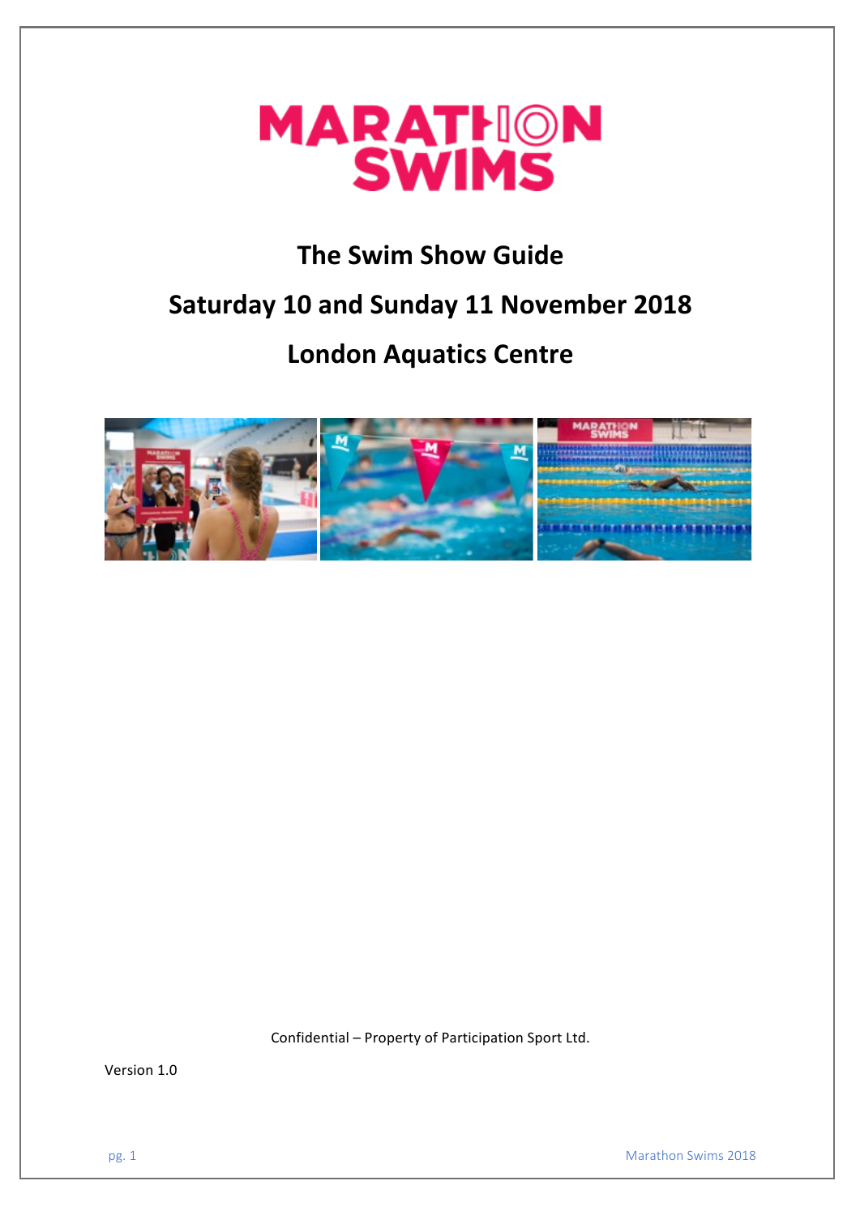# MARATHON SWIMS

## The Swim Show Guide

## Saturday 10 and Sunday 11 November 2018

## London Aquatics Centre

Confidential – Property of Participation Sport Ltd.

Version 1.0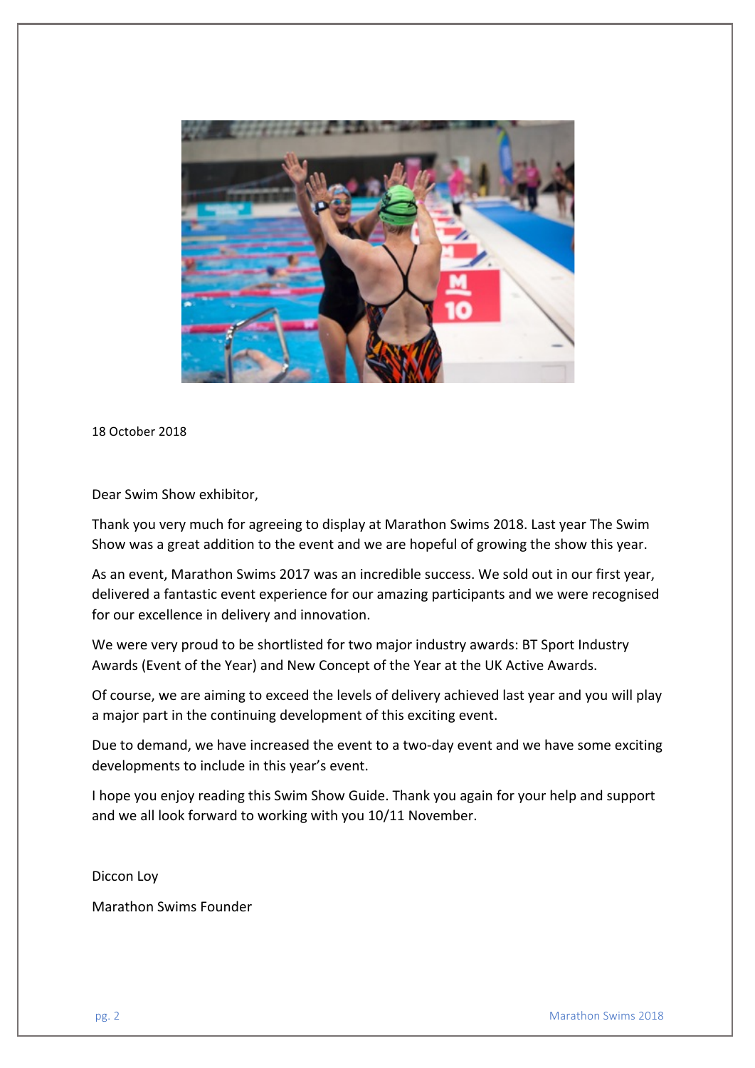18 October 2018

Dear Swim Show exhibitor,

Thank you very much for agreeing to display at Marathon Swims 2018. Last year The Swim Show was a great addition to the event and we are hopeful of growing the show this year.

As an event, Marathon Swims 2017 was an incredible success. We sold out in our first year, delivered a fantastic event experience for our amazing participants and we were recognised for our excellence in delivery and innovation.

We were very proud to be shortlisted for two major industry awards: BT Sport Industry Awards (Event of the Year) and New Concept of the Year at the UK Active Awards.

Of course, we are aiming to exceed the levels of delivery achieved last year and you will play a major part in the continuing development of this exciting event.

Due to demand, we have increased the event to a two-day event and we have some exciting developments to include in this year's event.

I hope you enjoy reading this Swim Show Guide. Thank you again for your help and support and we all look forward to working with you 10/11 November.

Diccon Loy

Marathon Swims Founder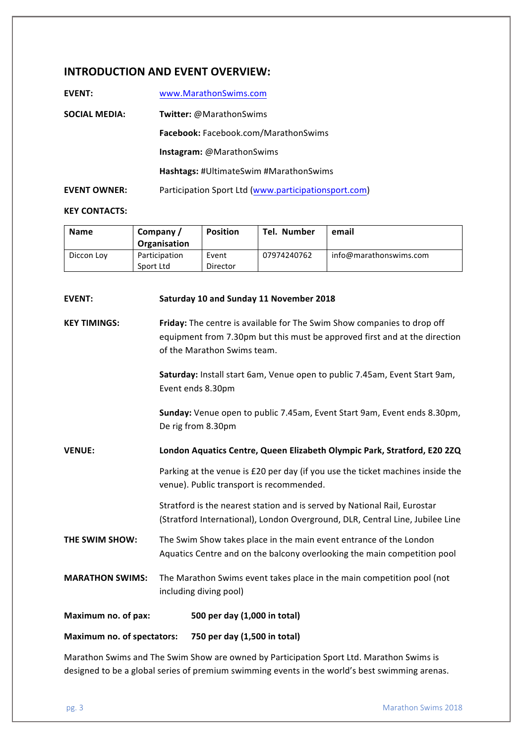## INTRODUCTION AND EVENT OVERVIEW:

**EVENT:** www.MarathonSwims.com

**SOCIAL MEDIA:** **Twitter:** @MarathonSwims

**Facebook:** Facebook.com/MarathonSwims

**Instagram:** @MarathonSwims

**Hashtags:** #UltimateSwim #MarathonSwims

**EVENT OWNER:** Participation Sport Ltd (www.participationsport.com)

**KEY CONTACTS:**

| Name | Company / Organisation | Position | Tel. Number | email |
|---|---|---|---|---|
| Diccon Loy | Participation Sport Ltd | Event Director | 07974240762 | info@marathonswims.com |

**EVENT:** **Saturday 10 and Sunday 11 November 2018**

**KEY TIMINGS:** **Friday:** The centre is available for The Swim Show companies to drop off equipment from 7.30pm but this must be approved first and at the direction of the Marathon Swims team.

**Saturday:** Install start 6am, Venue open to public 7.45am, Event Start 9am, Event ends 8.30pm

**Sunday:** Venue open to public 7.45am, Event Start 9am, Event ends 8.30pm, De rig from 8.30pm

**VENUE:** **London Aquatics Centre, Queen Elizabeth Olympic Park, Stratford, E20 2ZQ**

Parking at the venue is £20 per day (if you use the ticket machines inside the venue). Public transport is recommended.

Stratford is the nearest station and is served by National Rail, Eurostar (Stratford International), London Overground, DLR, Central Line, Jubilee Line

**THE SWIM SHOW:** The Swim Show takes place in the main event entrance of the London Aquatics Centre and on the balcony overlooking the main competition pool

**MARATHON SWIMS:** The Marathon Swims event takes place in the main competition pool (not including diving pool)

**Maximum no. of pax:** **500 per day (1,000 in total)**

**Maximum no. of spectators:** **750 per day (1,500 in total)**

Marathon Swims and The Swim Show are owned by Participation Sport Ltd. Marathon Swims is designed to be a global series of premium swimming events in the world's best swimming arenas.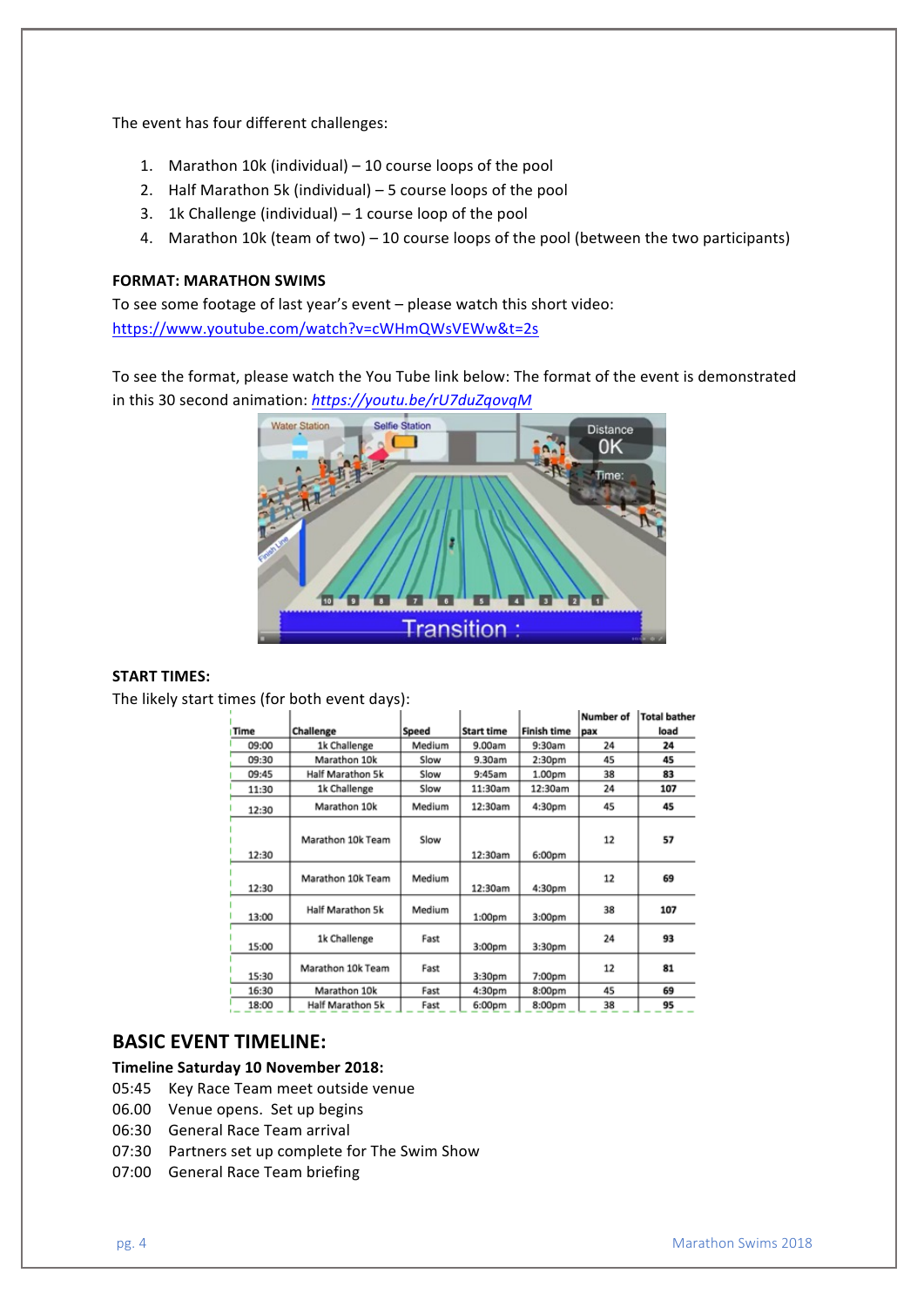The event has four different challenges:

1. Marathon 10k (individual) – 10 course loops of the pool
2. Half Marathon 5k (individual) – 5 course loops of the pool
3. 1k Challenge (individual) – 1 course loop of the pool
4. Marathon 10k (team of two) – 10 course loops of the pool (between the two participants)

**FORMAT: MARATHON SWIMS**

To see some footage of last year's event – please watch this short video:
https://www.youtube.com/watch?v=cWHmQWsVEWw&t=2s

To see the format, please watch the You Tube link below: The format of the event is demonstrated in this 30 second animation: *https://youtu.be/rU7duZqovqM*

**START TIMES:**

The likely start times (for both event days):

| Time | Challenge | Speed | Start time | Finish time | Number of pax | Total bather load |
|---|---|---|---|---|---|---|
| 09:00 | 1k Challenge | Medium | 9.00am | 9:30am | 24 | **24** |
| 09:30 | Marathon 10k | Slow | 9.30am | 2:30pm | 45 | **45** |
| 09:45 | Half Marathon 5k | Slow | 9:45am | 1.00pm | 38 | **83** |
| 11:30 | 1k Challenge | Slow | 11:30am | 12:30am | 24 | **107** |
| 12:30 | Marathon 10k | Medium | 12:30am | 4:30pm | 45 | **45** |
| 12:30 | Marathon 10k Team | Slow | 12:30am | 6:00pm | 12 | **57** |
| 12:30 | Marathon 10k Team | Medium | 12:30am | 4:30pm | 12 | **69** |
| 13:00 | Half Marathon 5k | Medium | 1:00pm | 3:00pm | 38 | **107** |
| 15:00 | 1k Challenge | Fast | 3:00pm | 3:30pm | 24 | **93** |
| 15:30 | Marathon 10k Team | Fast | 3:30pm | 7:00pm | 12 | **81** |
| 16:30 | Marathon 10k | Fast | 4:30pm | 8:00pm | 45 | **69** |
| 18:00 | Half Marathon 5k | Fast | 6:00pm | 8:00pm | 38 | **95** |

## BASIC EVENT TIMELINE:

**Timeline Saturday 10 November 2018:**

05:45 Key Race Team meet outside venue
06.00 Venue opens. Set up begins
06:30 General Race Team arrival
07:30 Partners set up complete for The Swim Show
07:00 General Race Team briefing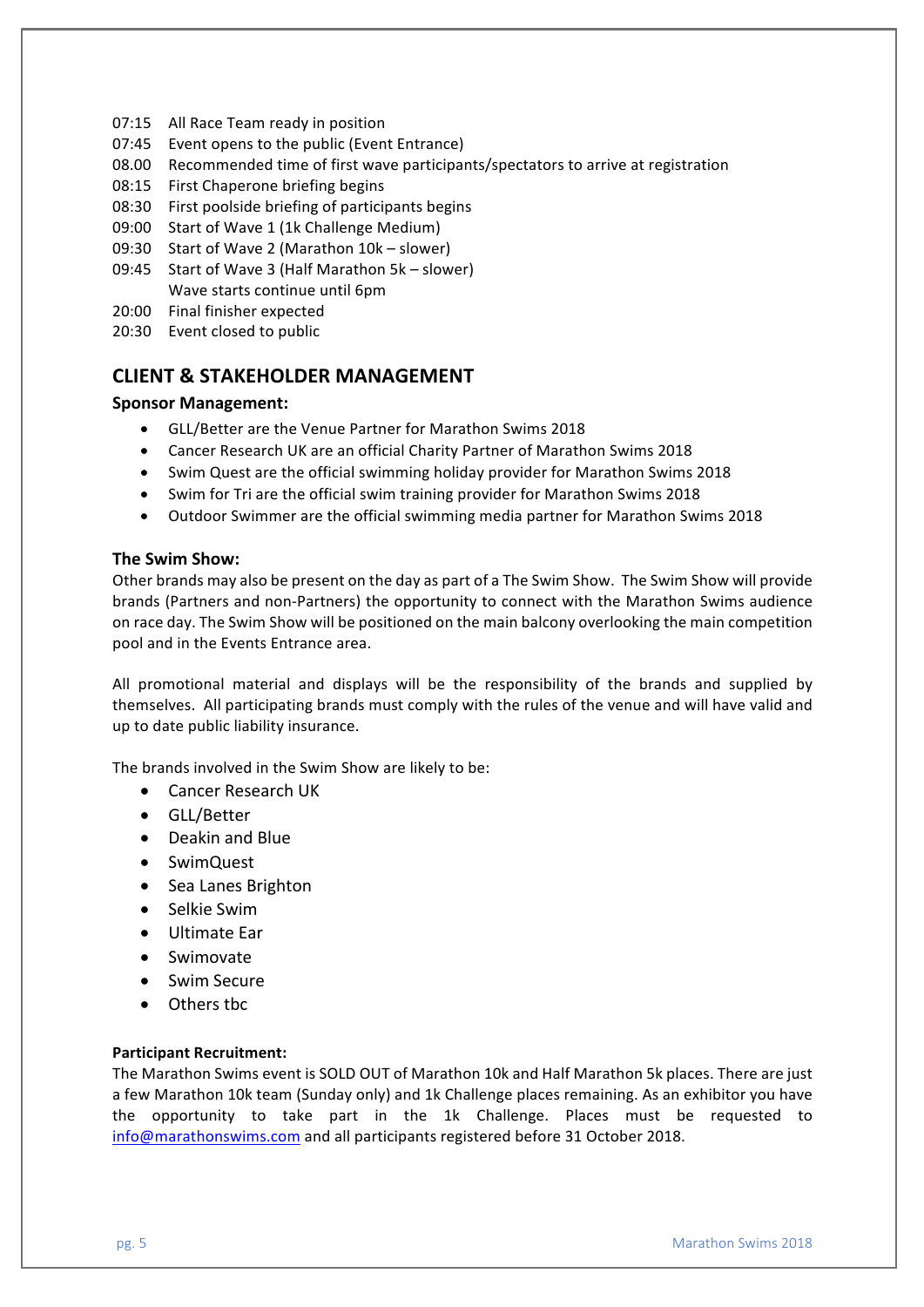07:15 All Race Team ready in position
07:45 Event opens to the public (Event Entrance)
08.00 Recommended time of first wave participants/spectators to arrive at registration
08:15 First Chaperone briefing begins
08:30 First poolside briefing of participants begins
09:00 Start of Wave 1 (1k Challenge Medium)
09:30 Start of Wave 2 (Marathon 10k – slower)
09:45 Start of Wave 3 (Half Marathon 5k – slower)
Wave starts continue until 6pm
20:00 Final finisher expected
20:30 Event closed to public

## CLIENT & STAKEHOLDER MANAGEMENT

### Sponsor Management:

- GLL/Better are the Venue Partner for Marathon Swims 2018
- Cancer Research UK are an official Charity Partner of Marathon Swims 2018
- Swim Quest are the official swimming holiday provider for Marathon Swims 2018
- Swim for Tri are the official swim training provider for Marathon Swims 2018
- Outdoor Swimmer are the official swimming media partner for Marathon Swims 2018

### The Swim Show:

Other brands may also be present on the day as part of a The Swim Show. The Swim Show will provide brands (Partners and non-Partners) the opportunity to connect with the Marathon Swims audience on race day. The Swim Show will be positioned on the main balcony overlooking the main competition pool and in the Events Entrance area.

All promotional material and displays will be the responsibility of the brands and supplied by themselves. All participating brands must comply with the rules of the venue and will have valid and up to date public liability insurance.

The brands involved in the Swim Show are likely to be:

- Cancer Research UK
- GLL/Better
- Deakin and Blue
- SwimQuest
- Sea Lanes Brighton
- Selkie Swim
- Ultimate Ear
- Swimovate
- Swim Secure
- Others tbc

**Participant Recruitment:**

The Marathon Swims event is SOLD OUT of Marathon 10k and Half Marathon 5k places. There are just a few Marathon 10k team (Sunday only) and 1k Challenge places remaining. As an exhibitor you have the opportunity to take part in the 1k Challenge. Places must be requested to info@marathonswims.com and all participants registered before 31 October 2018.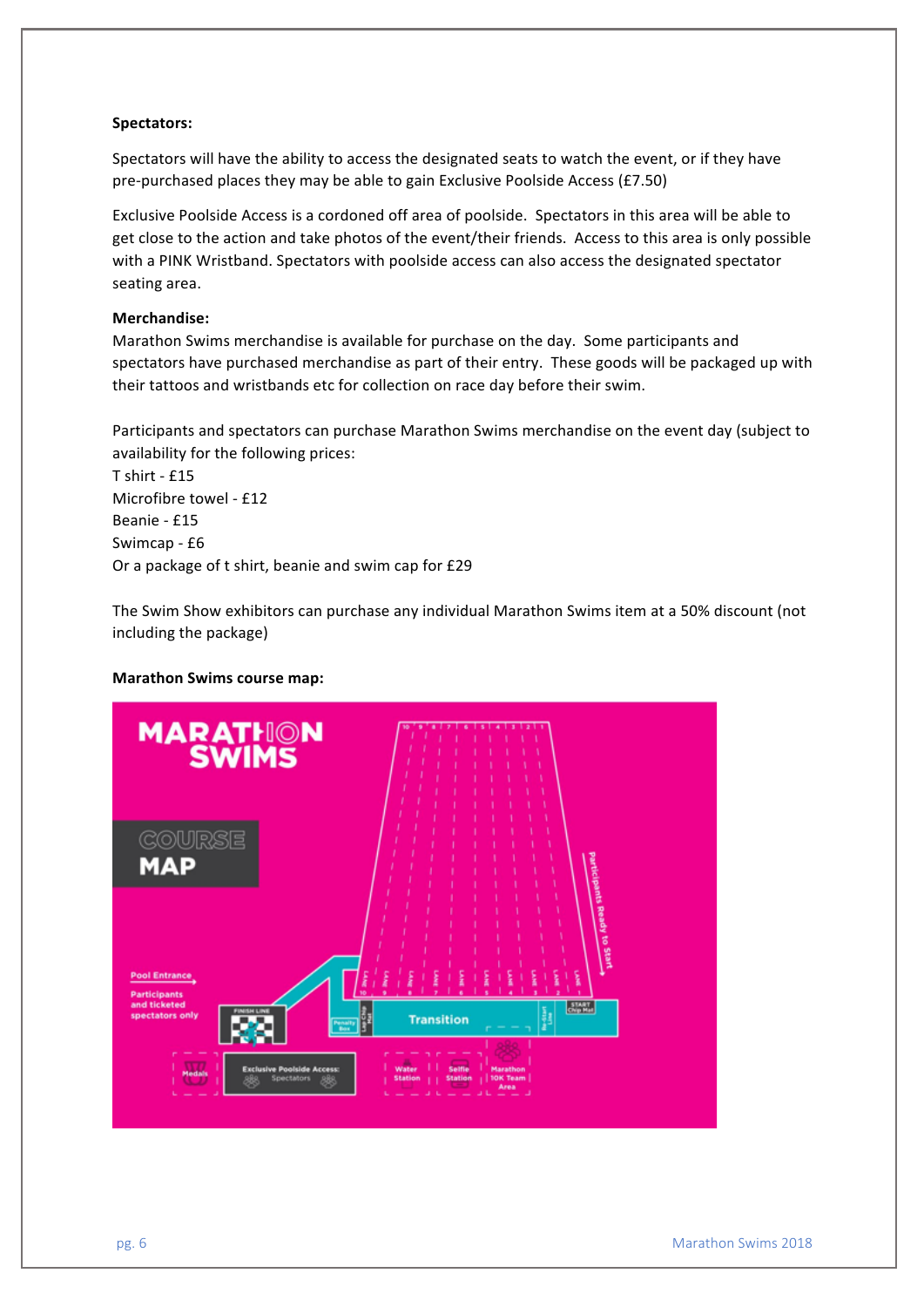**Spectators:**

Spectators will have the ability to access the designated seats to watch the event, or if they have pre-purchased places they may be able to gain Exclusive Poolside Access (£7.50)

Exclusive Poolside Access is a cordoned off area of poolside. Spectators in this area will be able to get close to the action and take photos of the event/their friends. Access to this area is only possible with a PINK Wristband. Spectators with poolside access can also access the designated spectator seating area.

**Merchandise:**

Marathon Swims merchandise is available for purchase on the day. Some participants and spectators have purchased merchandise as part of their entry. These goods will be packaged up with their tattoos and wristbands etc for collection on race day before their swim.

Participants and spectators can purchase Marathon Swims merchandise on the event day (subject to availability for the following prices:

T shirt - £15
Microfibre towel - £12
Beanie - £15
Swimcap - £6
Or a package of t shirt, beanie and swim cap for £29

The Swim Show exhibitors can purchase any individual Marathon Swims item at a 50% discount (not including the package)

**Marathon Swims course map:**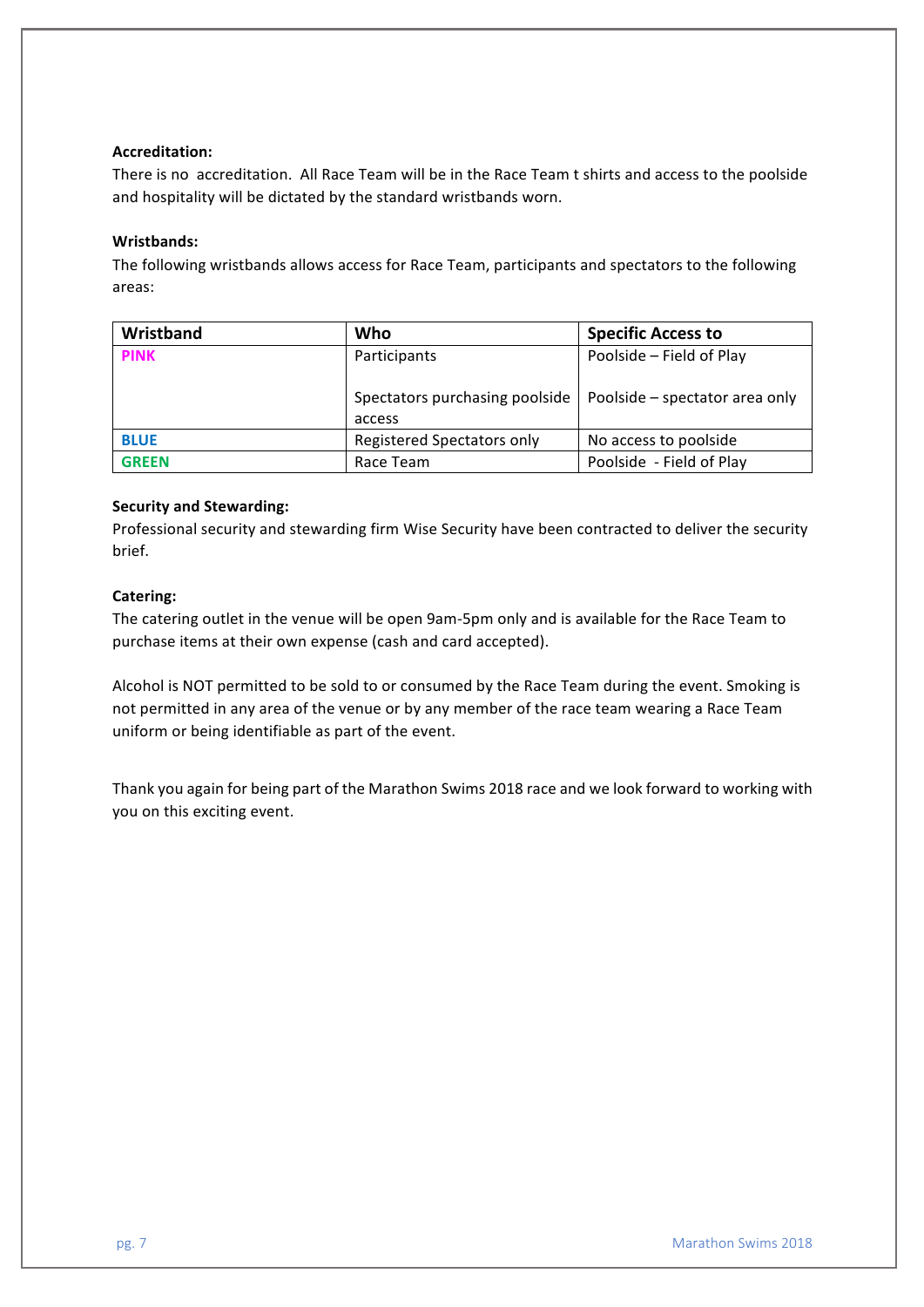**Accreditation:**
There is no accreditation. All Race Team will be in the Race Team t shirts and access to the poolside and hospitality will be dictated by the standard wristbands worn.

**Wristbands:**
The following wristbands allows access for Race Team, participants and spectators to the following areas:

| Wristband | Who | Specific Access to |
|---|---|---|
| **PINK** | Participants<br><br>Spectators purchasing poolside access | Poolside – Field of Play<br><br>Poolside – spectator area only |
| **BLUE** | Registered Spectators only | No access to poolside |
| **GREEN** | Race Team | Poolside - Field of Play |

**Security and Stewarding:**
Professional security and stewarding firm Wise Security have been contracted to deliver the security brief.

**Catering:**
The catering outlet in the venue will be open 9am-5pm only and is available for the Race Team to purchase items at their own expense (cash and card accepted).

Alcohol is NOT permitted to be sold to or consumed by the Race Team during the event. Smoking is not permitted in any area of the venue or by any member of the race team wearing a Race Team uniform or being identifiable as part of the event.

Thank you again for being part of the Marathon Swims 2018 race and we look forward to working with you on this exciting event.